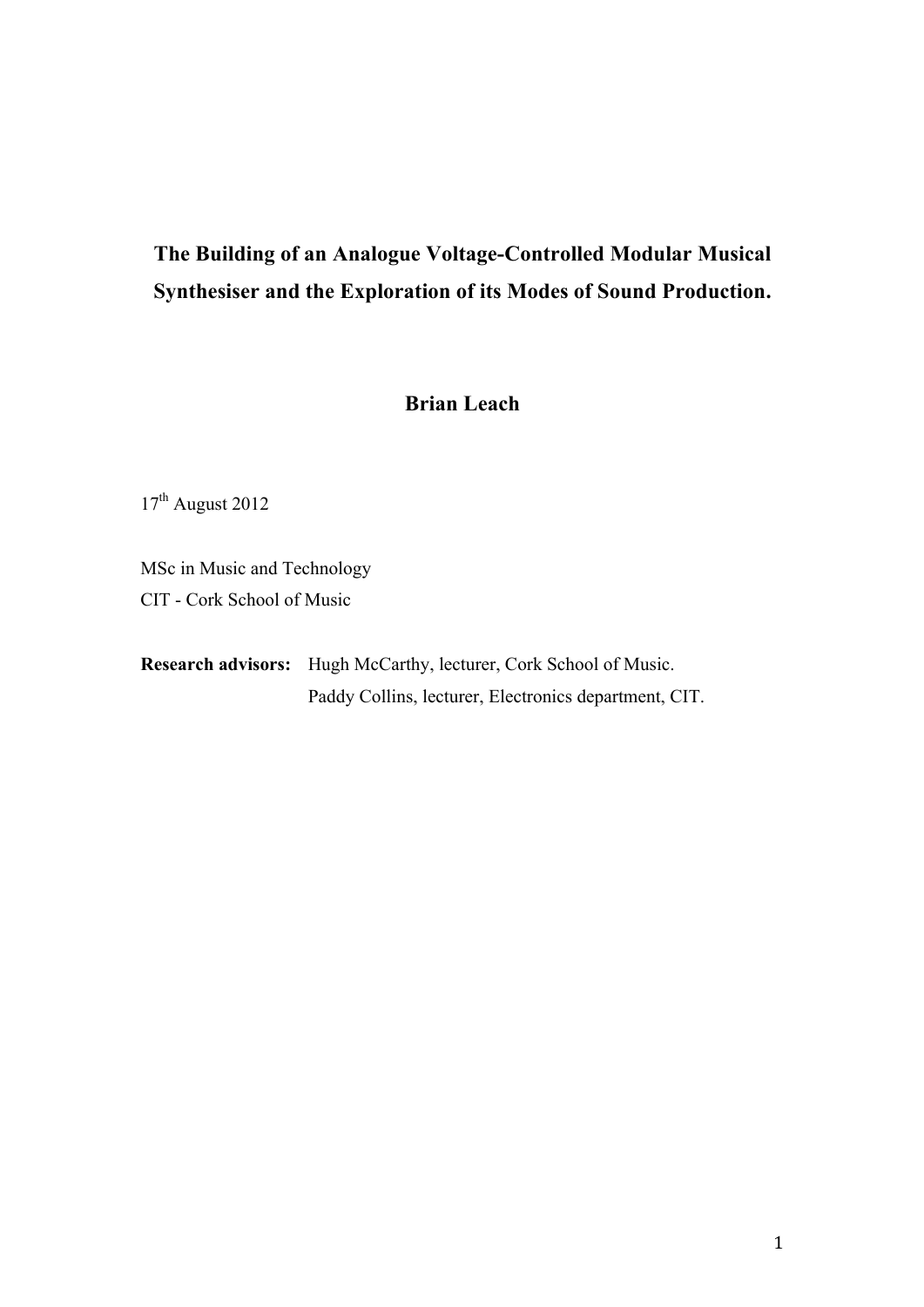# The Building of an Analogue Voltage-Controlled Modular Musical Synthesiser and the Exploration of its Modes of Sound Production.

**Brian Leach**

17th August 2012

MSc in Music and Technology
CIT - Cork School of Music

**Research advisors:** Hugh McCarthy, lecturer, Cork School of Music.
Paddy Collins, lecturer, Electronics department, CIT.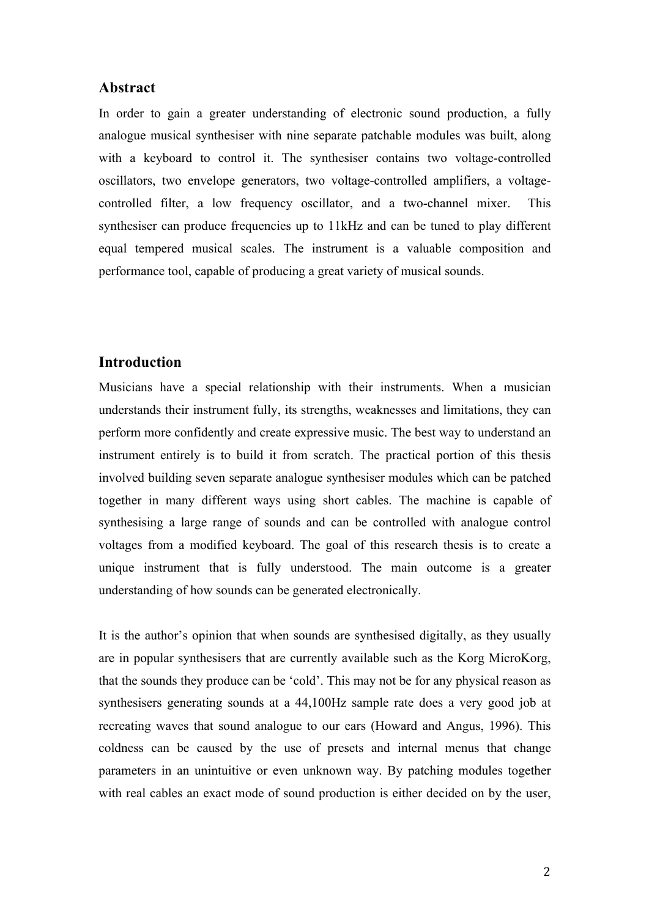## Abstract

In order to gain a greater understanding of electronic sound production, a fully analogue musical synthesiser with nine separate patchable modules was built, along with a keyboard to control it. The synthesiser contains two voltage-controlled oscillators, two envelope generators, two voltage-controlled amplifiers, a voltage-controlled filter, a low frequency oscillator, and a two-channel mixer. This synthesiser can produce frequencies up to 11kHz and can be tuned to play different equal tempered musical scales. The instrument is a valuable composition and performance tool, capable of producing a great variety of musical sounds.

## Introduction

Musicians have a special relationship with their instruments. When a musician understands their instrument fully, its strengths, weaknesses and limitations, they can perform more confidently and create expressive music. The best way to understand an instrument entirely is to build it from scratch. The practical portion of this thesis involved building seven separate analogue synthesiser modules which can be patched together in many different ways using short cables. The machine is capable of synthesising a large range of sounds and can be controlled with analogue control voltages from a modified keyboard. The goal of this research thesis is to create a unique instrument that is fully understood. The main outcome is a greater understanding of how sounds can be generated electronically.

It is the author's opinion that when sounds are synthesised digitally, as they usually are in popular synthesisers that are currently available such as the Korg MicroKorg, that the sounds they produce can be 'cold'. This may not be for any physical reason as synthesisers generating sounds at a 44,100Hz sample rate does a very good job at recreating waves that sound analogue to our ears (Howard and Angus, 1996). This coldness can be caused by the use of presets and internal menus that change parameters in an unintuitive or even unknown way. By patching modules together with real cables an exact mode of sound production is either decided on by the user,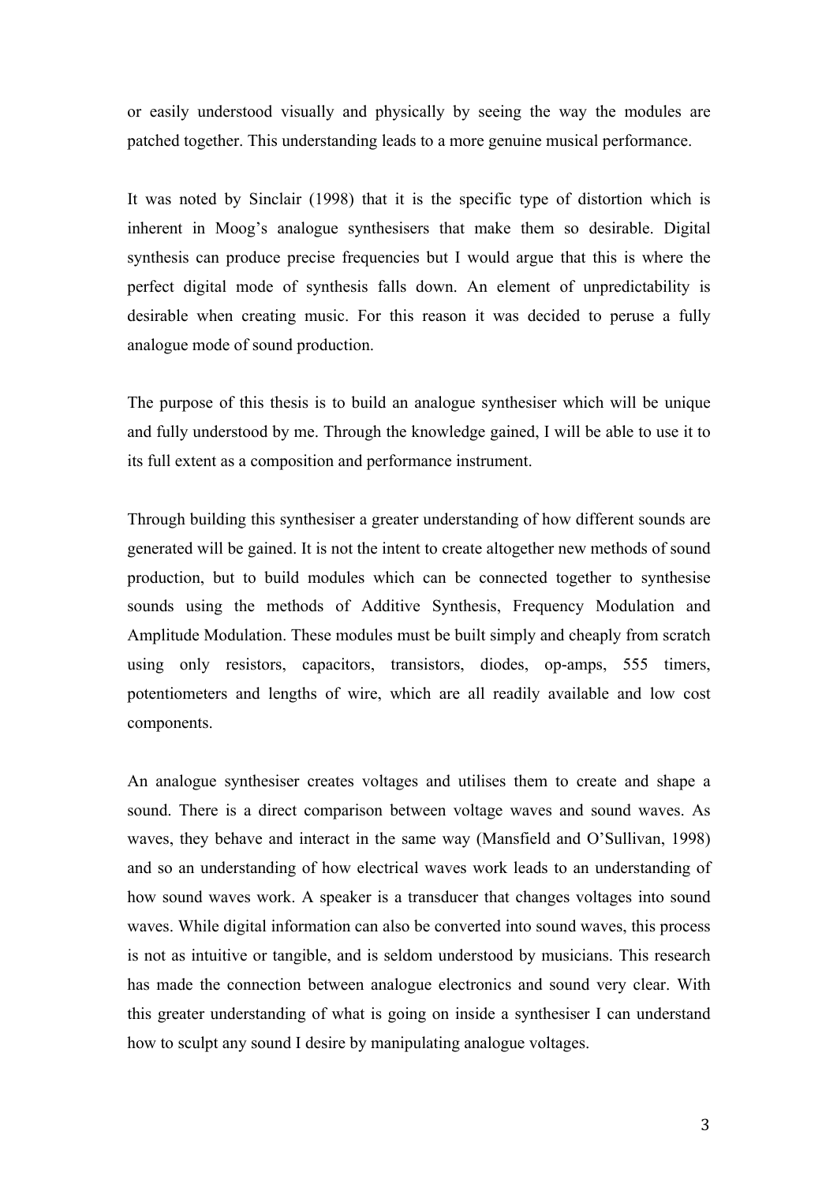or easily understood visually and physically by seeing the way the modules are patched together. This understanding leads to a more genuine musical performance.

It was noted by Sinclair (1998) that it is the specific type of distortion which is inherent in Moog's analogue synthesisers that make them so desirable. Digital synthesis can produce precise frequencies but I would argue that this is where the perfect digital mode of synthesis falls down. An element of unpredictability is desirable when creating music. For this reason it was decided to peruse a fully analogue mode of sound production.

The purpose of this thesis is to build an analogue synthesiser which will be unique and fully understood by me. Through the knowledge gained, I will be able to use it to its full extent as a composition and performance instrument.

Through building this synthesiser a greater understanding of how different sounds are generated will be gained. It is not the intent to create altogether new methods of sound production, but to build modules which can be connected together to synthesise sounds using the methods of Additive Synthesis, Frequency Modulation and Amplitude Modulation. These modules must be built simply and cheaply from scratch using only resistors, capacitors, transistors, diodes, op-amps, 555 timers, potentiometers and lengths of wire, which are all readily available and low cost components.

An analogue synthesiser creates voltages and utilises them to create and shape a sound. There is a direct comparison between voltage waves and sound waves. As waves, they behave and interact in the same way (Mansfield and O'Sullivan, 1998) and so an understanding of how electrical waves work leads to an understanding of how sound waves work. A speaker is a transducer that changes voltages into sound waves. While digital information can also be converted into sound waves, this process is not as intuitive or tangible, and is seldom understood by musicians. This research has made the connection between analogue electronics and sound very clear. With this greater understanding of what is going on inside a synthesiser I can understand how to sculpt any sound I desire by manipulating analogue voltages.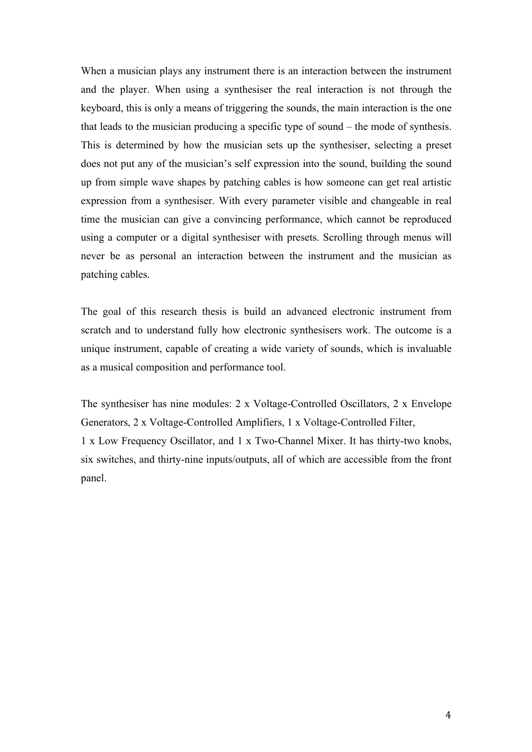When a musician plays any instrument there is an interaction between the instrument and the player. When using a synthesiser the real interaction is not through the keyboard, this is only a means of triggering the sounds, the main interaction is the one that leads to the musician producing a specific type of sound – the mode of synthesis. This is determined by how the musician sets up the synthesiser, selecting a preset does not put any of the musician's self expression into the sound, building the sound up from simple wave shapes by patching cables is how someone can get real artistic expression from a synthesiser. With every parameter visible and changeable in real time the musician can give a convincing performance, which cannot be reproduced using a computer or a digital synthesiser with presets. Scrolling through menus will never be as personal an interaction between the instrument and the musician as patching cables.

The goal of this research thesis is build an advanced electronic instrument from scratch and to understand fully how electronic synthesisers work. The outcome is a unique instrument, capable of creating a wide variety of sounds, which is invaluable as a musical composition and performance tool.

The synthesiser has nine modules: 2 x Voltage-Controlled Oscillators, 2 x Envelope Generators, 2 x Voltage-Controlled Amplifiers, 1 x Voltage-Controlled Filter, 1 x Low Frequency Oscillator, and 1 x Two-Channel Mixer. It has thirty-two knobs, six switches, and thirty-nine inputs/outputs, all of which are accessible from the front panel.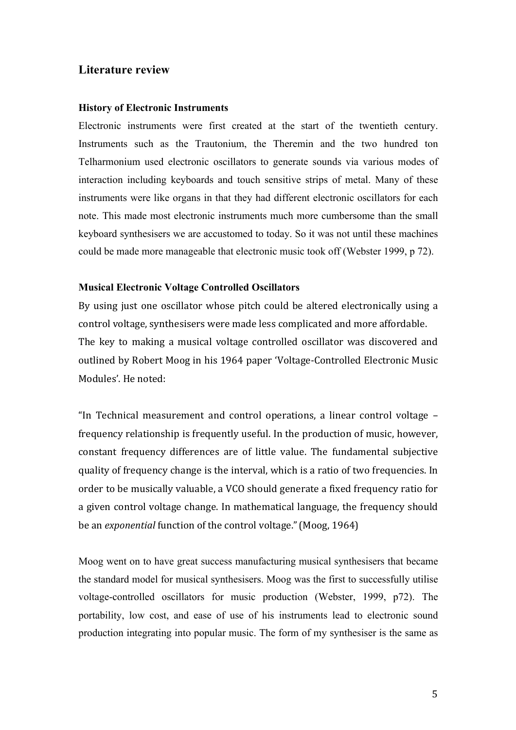## Literature review

### History of Electronic Instruments

Electronic instruments were first created at the start of the twentieth century. Instruments such as the Trautonium, the Theremin and the two hundred ton Telharmonium used electronic oscillators to generate sounds via various modes of interaction including keyboards and touch sensitive strips of metal. Many of these instruments were like organs in that they had different electronic oscillators for each note. This made most electronic instruments much more cumbersome than the small keyboard synthesisers we are accustomed to today. So it was not until these machines could be made more manageable that electronic music took off (Webster 1999, p 72).

### Musical Electronic Voltage Controlled Oscillators

By using just one oscillator whose pitch could be altered electronically using a control voltage, synthesisers were made less complicated and more affordable. The key to making a musical voltage controlled oscillator was discovered and outlined by Robert Moog in his 1964 paper 'Voltage-Controlled Electronic Music Modules'. He noted:

"In Technical measurement and control operations, a linear control voltage – frequency relationship is frequently useful. In the production of music, however, constant frequency differences are of little value. The fundamental subjective quality of frequency change is the interval, which is a ratio of two frequencies. In order to be musically valuable, a VCO should generate a fixed frequency ratio for a given control voltage change. In mathematical language, the frequency should be an *exponential* function of the control voltage." (Moog, 1964)

Moog went on to have great success manufacturing musical synthesisers that became the standard model for musical synthesisers. Moog was the first to successfully utilise voltage-controlled oscillators for music production (Webster, 1999, p72). The portability, low cost, and ease of use of his instruments lead to electronic sound production integrating into popular music. The form of my synthesiser is the same as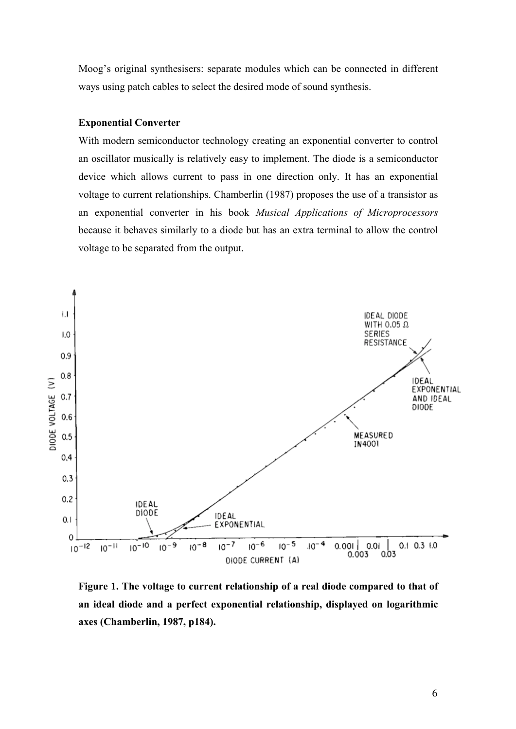Moog's original synthesisers: separate modules which can be connected in different ways using patch cables to select the desired mode of sound synthesis.

**Exponential Converter**

With modern semiconductor technology creating an exponential converter to control an oscillator musically is relatively easy to implement. The diode is a semiconductor device which allows current to pass in one direction only. It has an exponential voltage to current relationships. Chamberlin (1987) proposes the use of a transistor as an exponential converter in his book *Musical Applications of Microprocessors* because it behaves similarly to a diode but has an extra terminal to allow the control voltage to be separated from the output.

**Figure 1. The voltage to current relationship of a real diode compared to that of an ideal diode and a perfect exponential relationship, displayed on logarithmic axes (Chamberlin, 1987, p184).**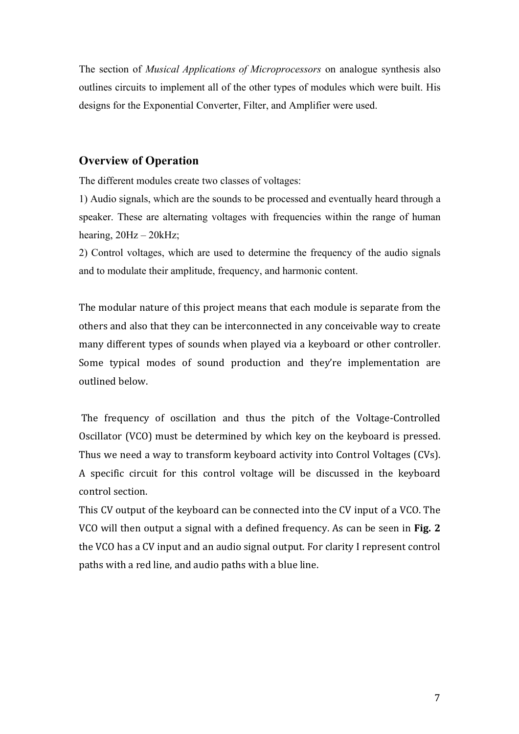The section of *Musical Applications of Microprocessors* on analogue synthesis also outlines circuits to implement all of the other types of modules which were built. His designs for the Exponential Converter, Filter, and Amplifier were used.

## Overview of Operation

The different modules create two classes of voltages:

1) Audio signals, which are the sounds to be processed and eventually heard through a speaker. These are alternating voltages with frequencies within the range of human hearing, 20Hz – 20kHz;

2) Control voltages, which are used to determine the frequency of the audio signals and to modulate their amplitude, frequency, and harmonic content.

The modular nature of this project means that each module is separate from the others and also that they can be interconnected in any conceivable way to create many different types of sounds when played via a keyboard or other controller. Some typical modes of sound production and they're implementation are outlined below.

The frequency of oscillation and thus the pitch of the Voltage-Controlled Oscillator (VCO) must be determined by which key on the keyboard is pressed. Thus we need a way to transform keyboard activity into Control Voltages (CVs). A specific circuit for this control voltage will be discussed in the keyboard control section.

This CV output of the keyboard can be connected into the CV input of a VCO. The VCO will then output a signal with a defined frequency. As can be seen in **Fig. 2** the VCO has a CV input and an audio signal output. For clarity I represent control paths with a red line, and audio paths with a blue line.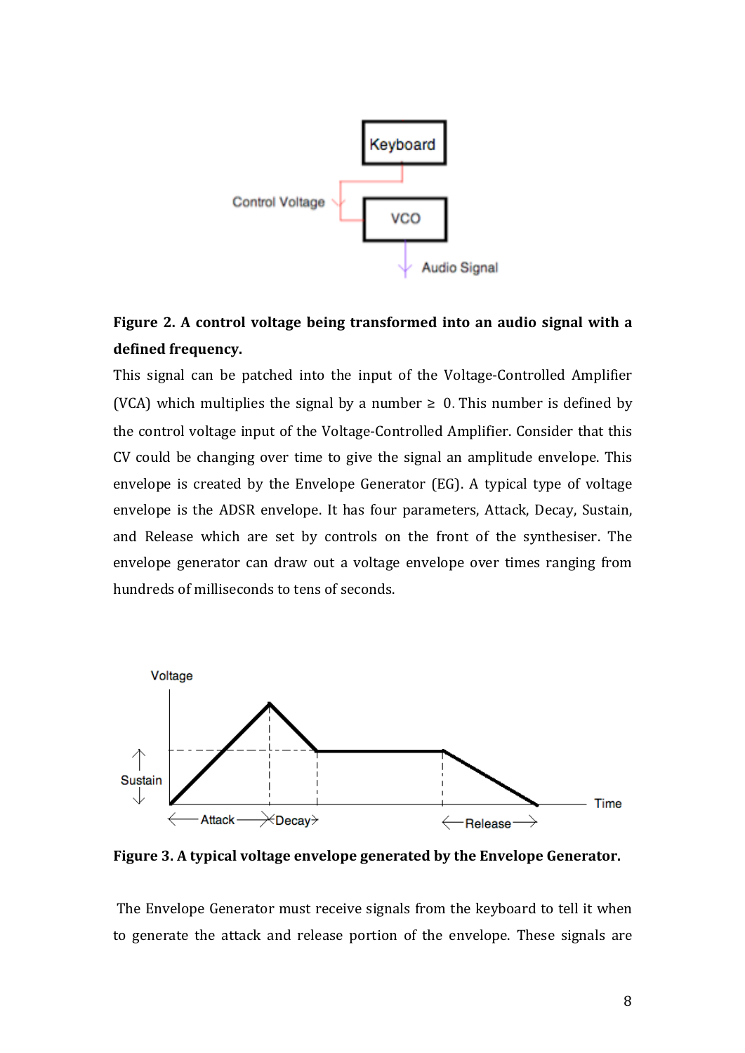**Figure 2. A control voltage being transformed into an audio signal with a defined frequency.**

This signal can be patched into the input of the Voltage-Controlled Amplifier (VCA) which multiplies the signal by a number $\geq 0$. This number is defined by the control voltage input of the Voltage-Controlled Amplifier. Consider that this CV could be changing over time to give the signal an amplitude envelope. This envelope is created by the Envelope Generator (EG). A typical type of voltage envelope is the ADSR envelope. It has four parameters, Attack, Decay, Sustain, and Release which are set by controls on the front of the synthesiser. The envelope generator can draw out a voltage envelope over times ranging from hundreds of milliseconds to tens of seconds.

**Figure 3. A typical voltage envelope generated by the Envelope Generator.**

The Envelope Generator must receive signals from the keyboard to tell it when to generate the attack and release portion of the envelope. These signals are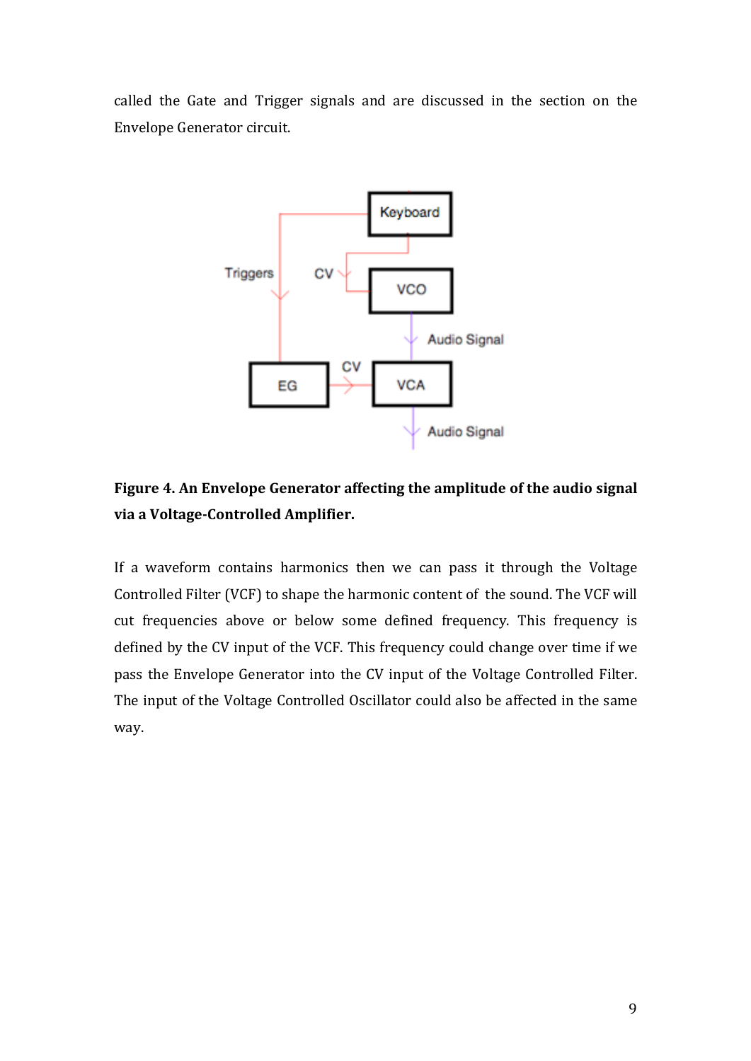called the Gate and Trigger signals and are discussed in the section on the Envelope Generator circuit.

**Figure 4. An Envelope Generator affecting the amplitude of the audio signal via a Voltage-Controlled Amplifier.**

If a waveform contains harmonics then we can pass it through the Voltage Controlled Filter (VCF) to shape the harmonic content of the sound. The VCF will cut frequencies above or below some defined frequency. This frequency is defined by the CV input of the VCF. This frequency could change over time if we pass the Envelope Generator into the CV input of the Voltage Controlled Filter. The input of the Voltage Controlled Oscillator could also be affected in the same way.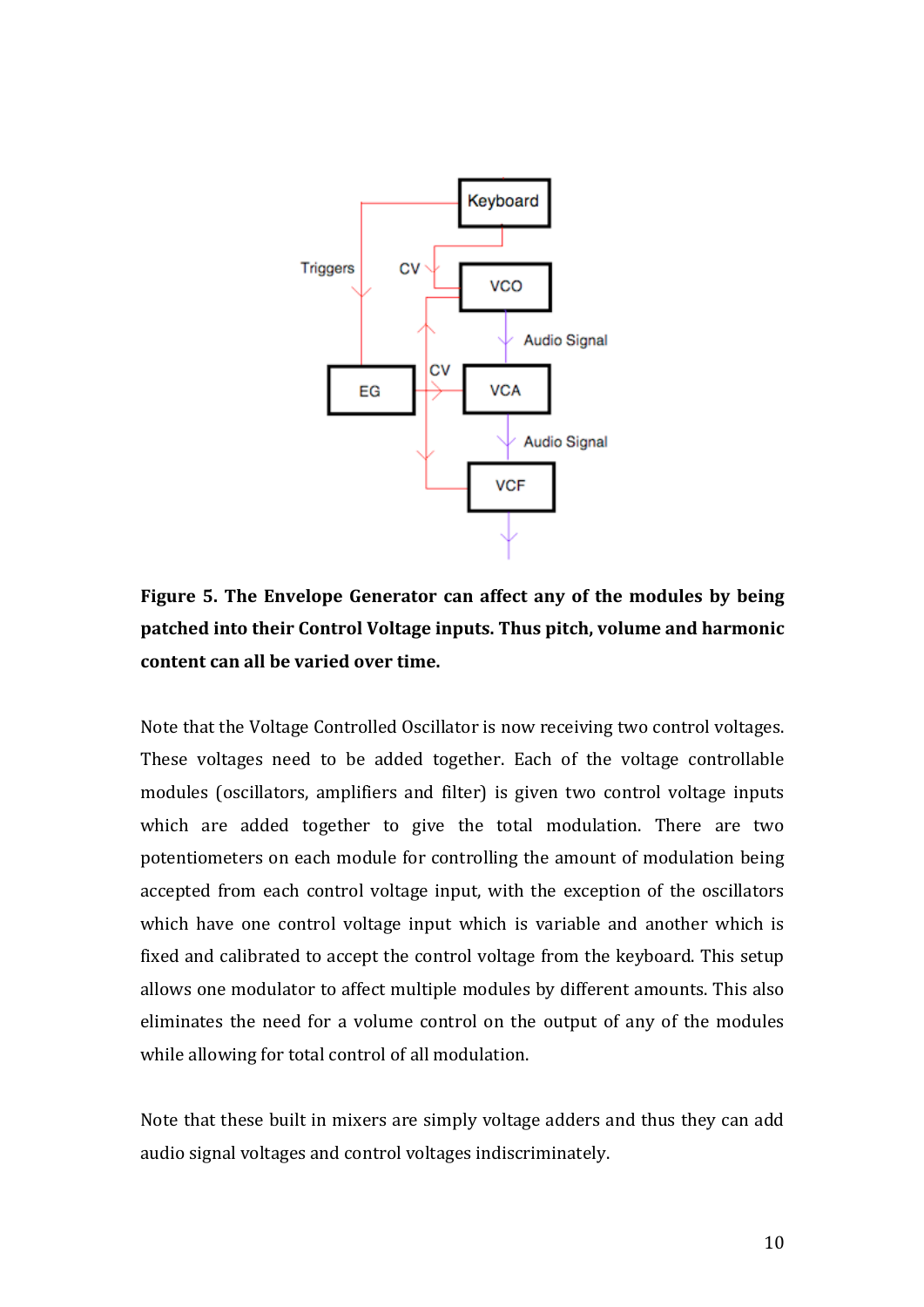**Figure 5. The Envelope Generator can affect any of the modules by being patched into their Control Voltage inputs. Thus pitch, volume and harmonic content can all be varied over time.**

Note that the Voltage Controlled Oscillator is now receiving two control voltages. These voltages need to be added together. Each of the voltage controllable modules (oscillators, amplifiers and filter) is given two control voltage inputs which are added together to give the total modulation. There are two potentiometers on each module for controlling the amount of modulation being accepted from each control voltage input, with the exception of the oscillators which have one control voltage input which is variable and another which is fixed and calibrated to accept the control voltage from the keyboard. This setup allows one modulator to affect multiple modules by different amounts. This also eliminates the need for a volume control on the output of any of the modules while allowing for total control of all modulation.

Note that these built in mixers are simply voltage adders and thus they can add audio signal voltages and control voltages indiscriminately.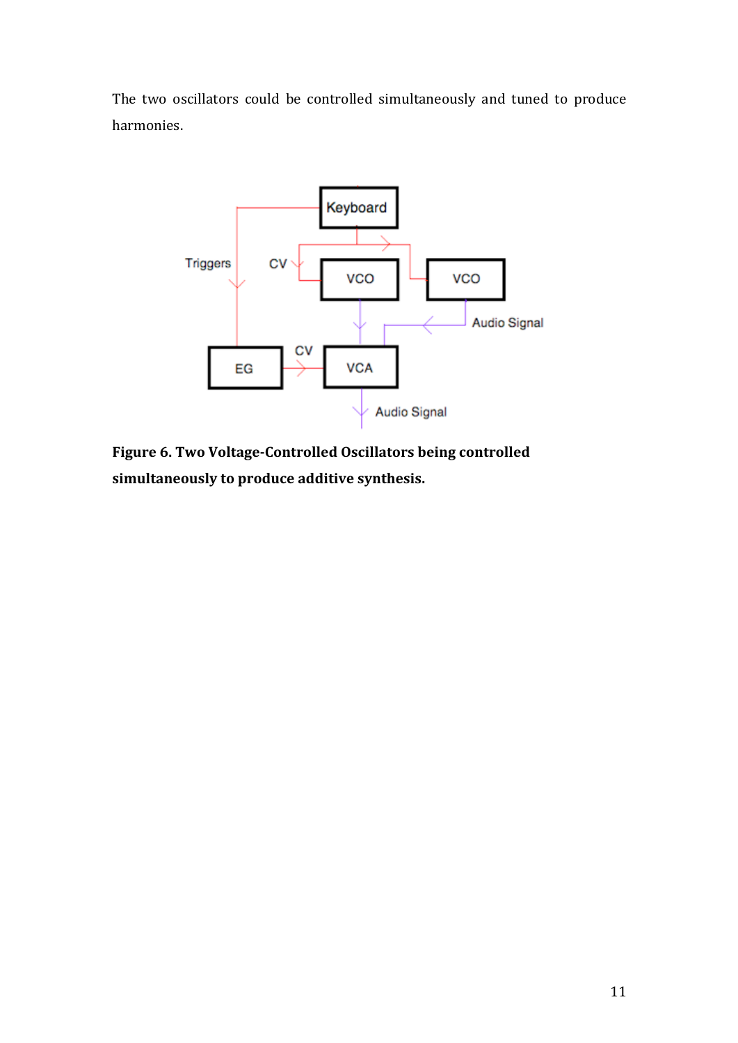The two oscillators could be controlled simultaneously and tuned to produce harmonies.

**Figure 6. Two Voltage-Controlled Oscillators being controlled simultaneously to produce additive synthesis.**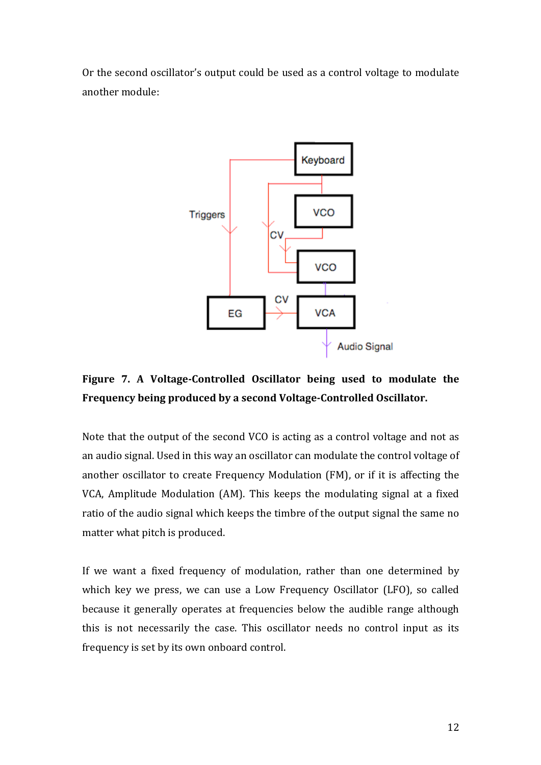Or the second oscillator's output could be used as a control voltage to modulate another module:

**Figure 7. A Voltage-Controlled Oscillator being used to modulate the Frequency being produced by a second Voltage-Controlled Oscillator.**

Note that the output of the second VCO is acting as a control voltage and not as an audio signal. Used in this way an oscillator can modulate the control voltage of another oscillator to create Frequency Modulation (FM), or if it is affecting the VCA, Amplitude Modulation (AM). This keeps the modulating signal at a fixed ratio of the audio signal which keeps the timbre of the output signal the same no matter what pitch is produced.

If we want a fixed frequency of modulation, rather than one determined by which key we press, we can use a Low Frequency Oscillator (LFO), so called because it generally operates at frequencies below the audible range although this is not necessarily the case. This oscillator needs no control input as its frequency is set by its own onboard control.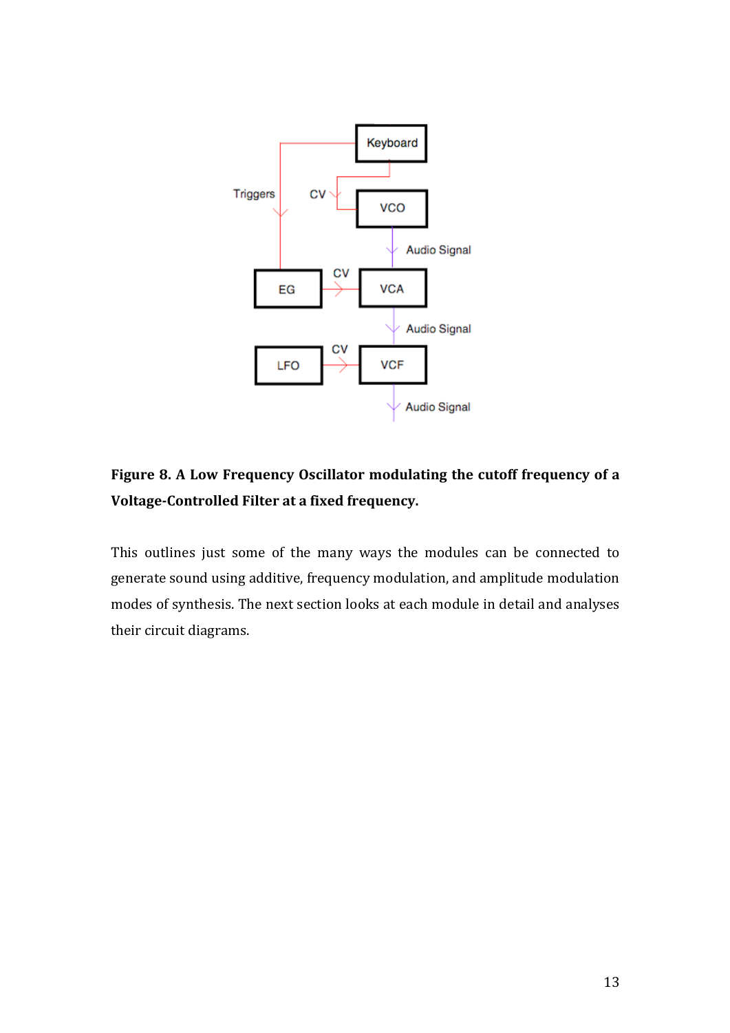**Figure 8. A Low Frequency Oscillator modulating the cutoff frequency of a Voltage-Controlled Filter at a fixed frequency.**

This outlines just some of the many ways the modules can be connected to generate sound using additive, frequency modulation, and amplitude modulation modes of synthesis. The next section looks at each module in detail and analyses their circuit diagrams.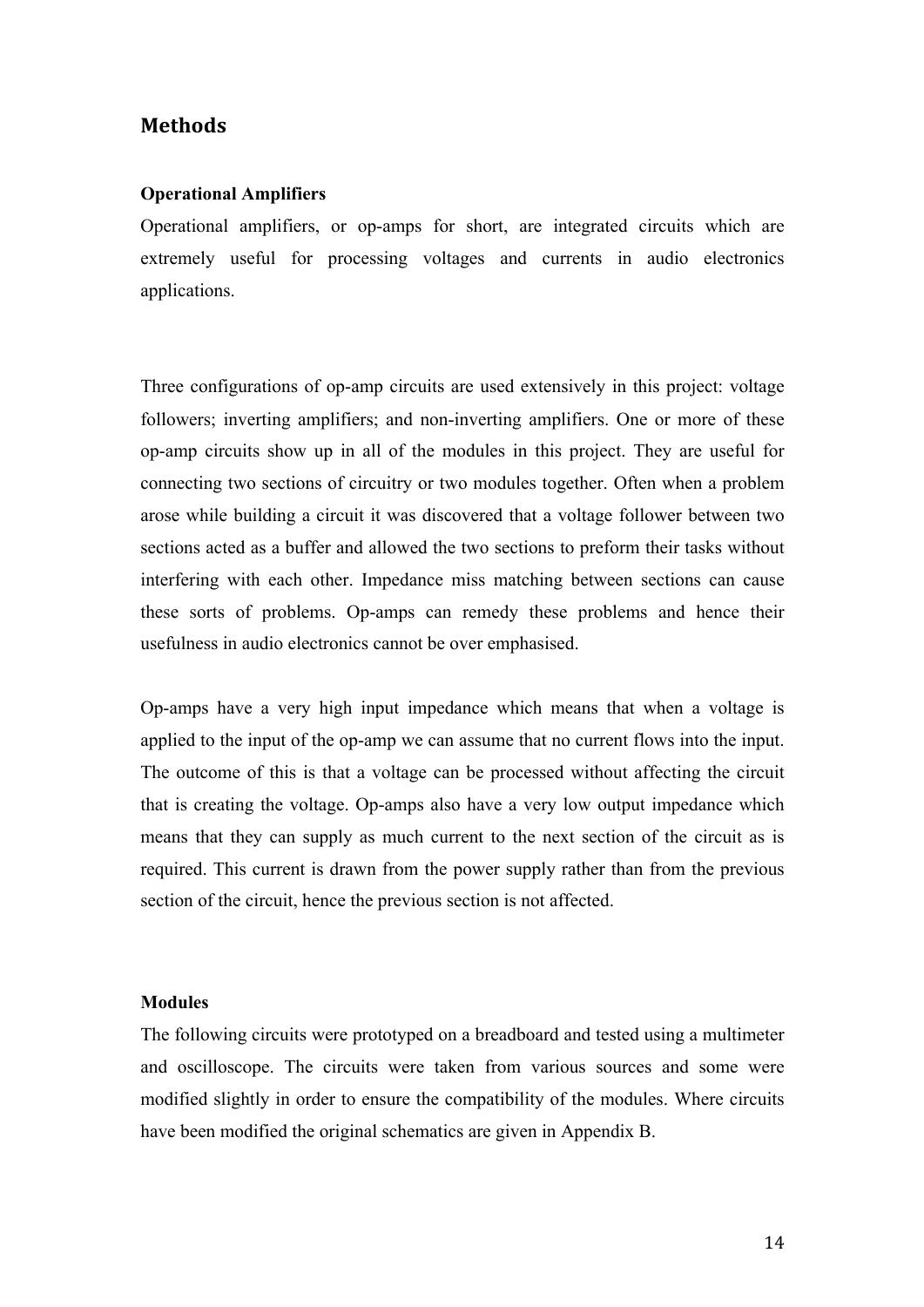# Methods

**Operational Amplifiers**

Operational amplifiers, or op-amps for short, are integrated circuits which are extremely useful for processing voltages and currents in audio electronics applications.

Three configurations of op-amp circuits are used extensively in this project: voltage followers; inverting amplifiers; and non-inverting amplifiers. One or more of these op-amp circuits show up in all of the modules in this project. They are useful for connecting two sections of circuitry or two modules together. Often when a problem arose while building a circuit it was discovered that a voltage follower between two sections acted as a buffer and allowed the two sections to preform their tasks without interfering with each other. Impedance miss matching between sections can cause these sorts of problems. Op-amps can remedy these problems and hence their usefulness in audio electronics cannot be over emphasised.

Op-amps have a very high input impedance which means that when a voltage is applied to the input of the op-amp we can assume that no current flows into the input. The outcome of this is that a voltage can be processed without affecting the circuit that is creating the voltage. Op-amps also have a very low output impedance which means that they can supply as much current to the next section of the circuit as is required. This current is drawn from the power supply rather than from the previous section of the circuit, hence the previous section is not affected.

**Modules**

The following circuits were prototyped on a breadboard and tested using a multimeter and oscilloscope. The circuits were taken from various sources and some were modified slightly in order to ensure the compatibility of the modules. Where circuits have been modified the original schematics are given in Appendix B.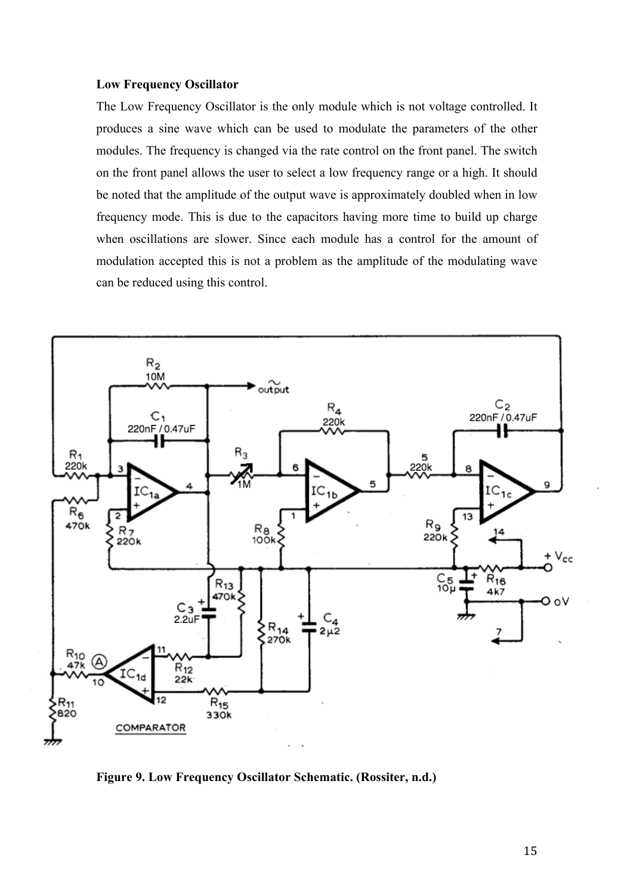**Low Frequency Oscillator**

The Low Frequency Oscillator is the only module which is not voltage controlled. It produces a sine wave which can be used to modulate the parameters of the other modules. The frequency is changed via the rate control on the front panel. The switch on the front panel allows the user to select a low frequency range or a high. It should be noted that the amplitude of the output wave is approximately doubled when in low frequency mode. This is due to the capacitors having more time to build up charge when oscillations are slower. Since each module has a control for the amount of modulation accepted this is not a problem as the amplitude of the modulating wave can be reduced using this control.

**Figure 9. Low Frequency Oscillator Schematic. (Rossiter, n.d.)**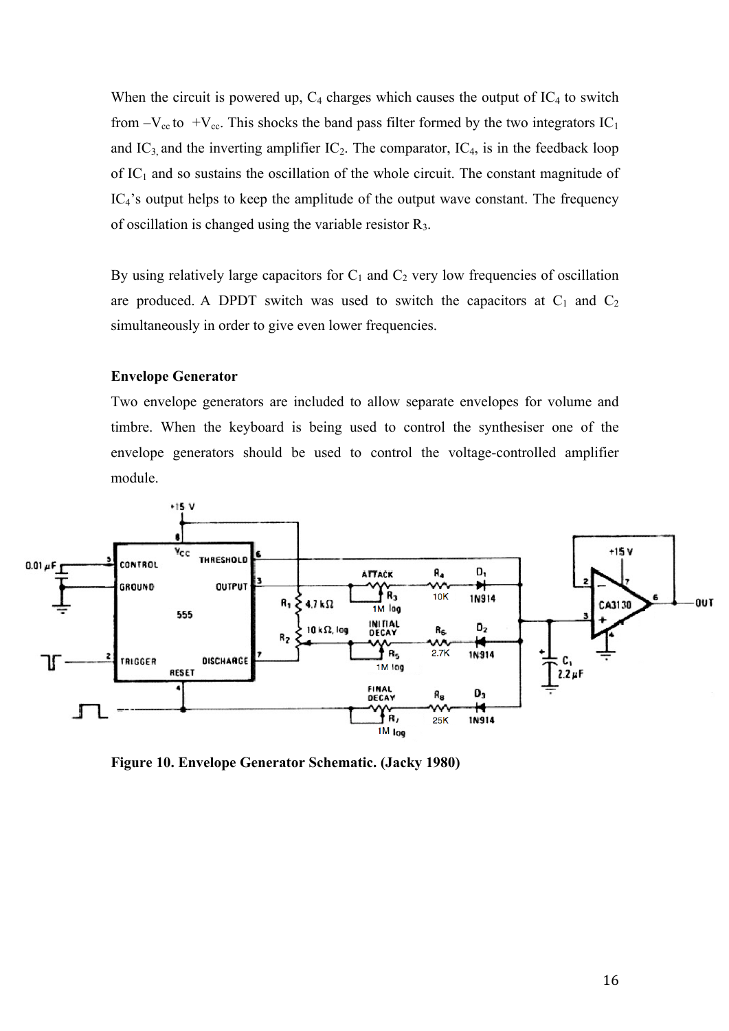When the circuit is powered up, $C_4$ charges which causes the output of $IC_4$ to switch from $-V_{cc}$ to $+V_{cc}$. This shocks the band pass filter formed by the two integrators $IC_1$ and $IC_3$, and the inverting amplifier $IC_2$. The comparator, $IC_4$, is in the feedback loop of $IC_1$ and so sustains the oscillation of the whole circuit. The constant magnitude of $IC_4$'s output helps to keep the amplitude of the output wave constant. The frequency of oscillation is changed using the variable resistor $R_3$.

By using relatively large capacitors for $C_1$ and $C_2$ very low frequencies of oscillation are produced. A DPDT switch was used to switch the capacitors at $C_1$ and $C_2$ simultaneously in order to give even lower frequencies.

**Envelope Generator**

Two envelope generators are included to allow separate envelopes for volume and timbre. When the keyboard is being used to control the synthesiser one of the envelope generators should be used to control the voltage-controlled amplifier module.

**Figure 10. Envelope Generator Schematic. (Jacky 1980)**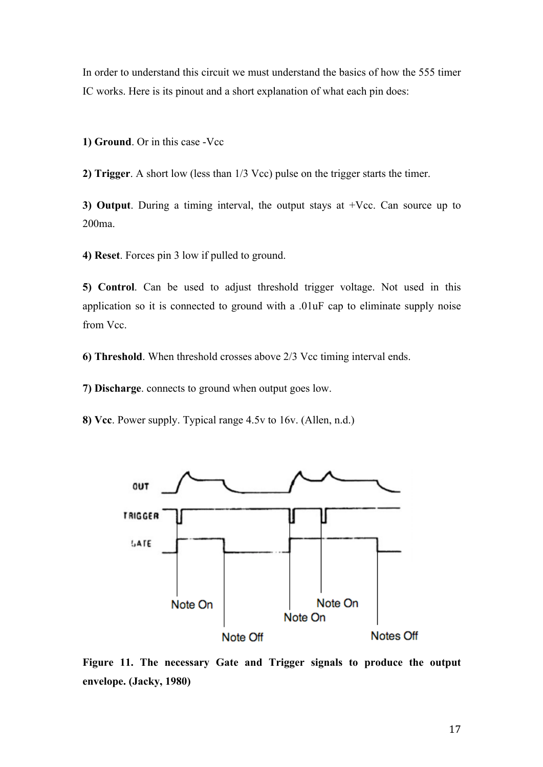In order to understand this circuit we must understand the basics of how the 555 timer IC works. Here is its pinout and a short explanation of what each pin does:

**1) Ground**. Or in this case -Vcc

**2) Trigger**. A short low (less than 1/3 Vcc) pulse on the trigger starts the timer.

**3) Output**. During a timing interval, the output stays at +Vcc. Can source up to 200ma.

**4) Reset**. Forces pin 3 low if pulled to ground.

**5) Control**. Can be used to adjust threshold trigger voltage. Not used in this application so it is connected to ground with a .01uF cap to eliminate supply noise from Vcc.

**6) Threshold**. When threshold crosses above 2/3 Vcc timing interval ends.

**7) Discharge**. connects to ground when output goes low.

**8) Vcc**. Power supply. Typical range 4.5v to 16v. (Allen, n.d.)

**Figure 11. The necessary Gate and Trigger signals to produce the output envelope. (Jacky, 1980)**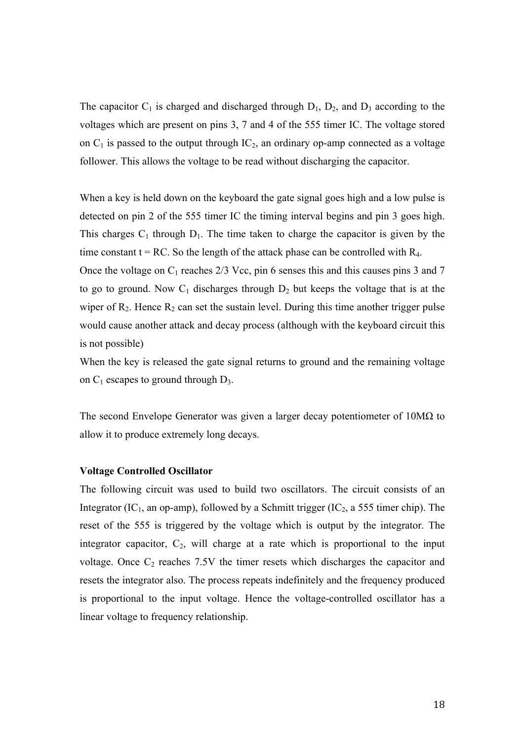The capacitor $C_1$ is charged and discharged through $D_1$, $D_2$, and $D_3$ according to the voltages which are present on pins 3, 7 and 4 of the 555 timer IC. The voltage stored on $C_1$ is passed to the output through $IC_2$, an ordinary op-amp connected as a voltage follower. This allows the voltage to be read without discharging the capacitor.

When a key is held down on the keyboard the gate signal goes high and a low pulse is detected on pin 2 of the 555 timer IC the timing interval begins and pin 3 goes high. This charges $C_1$ through $D_1$. The time taken to charge the capacitor is given by the time constant $t = RC$. So the length of the attack phase can be controlled with $R_4$.
Once the voltage on $C_1$ reaches 2/3 Vcc, pin 6 senses this and this causes pins 3 and 7 to go to ground. Now $C_1$ discharges through $D_2$ but keeps the voltage that is at the wiper of $R_2$. Hence $R_2$ can set the sustain level. During this time another trigger pulse would cause another attack and decay process (although with the keyboard circuit this is not possible)
When the key is released the gate signal returns to ground and the remaining voltage on $C_1$ escapes to ground through $D_3$.

The second Envelope Generator was given a larger decay potentiometer of 10MΩ to allow it to produce extremely long decays.

**Voltage Controlled Oscillator**

The following circuit was used to build two oscillators. The circuit consists of an Integrator ($IC_1$, an op-amp), followed by a Schmitt trigger ($IC_2$, a 555 timer chip). The reset of the 555 is triggered by the voltage which is output by the integrator. The integrator capacitor, $C_2$, will charge at a rate which is proportional to the input voltage. Once $C_2$ reaches 7.5V the timer resets which discharges the capacitor and resets the integrator also. The process repeats indefinitely and the frequency produced is proportional to the input voltage. Hence the voltage-controlled oscillator has a linear voltage to frequency relationship.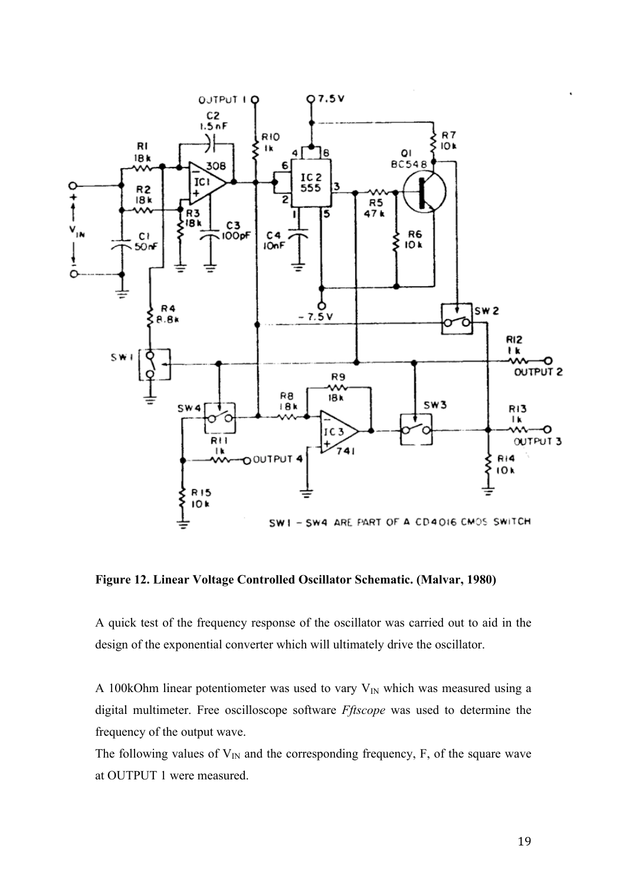**Figure 12. Linear Voltage Controlled Oscillator Schematic. (Malvar, 1980)**

A quick test of the frequency response of the oscillator was carried out to aid in the design of the exponential converter which will ultimately drive the oscillator.

A 100kOhm linear potentiometer was used to vary $V_{IN}$ which was measured using a digital multimeter. Free oscilloscope software *Fftscope* was used to determine the frequency of the output wave.

The following values of $V_{IN}$ and the corresponding frequency, F, of the square wave at OUTPUT 1 were measured.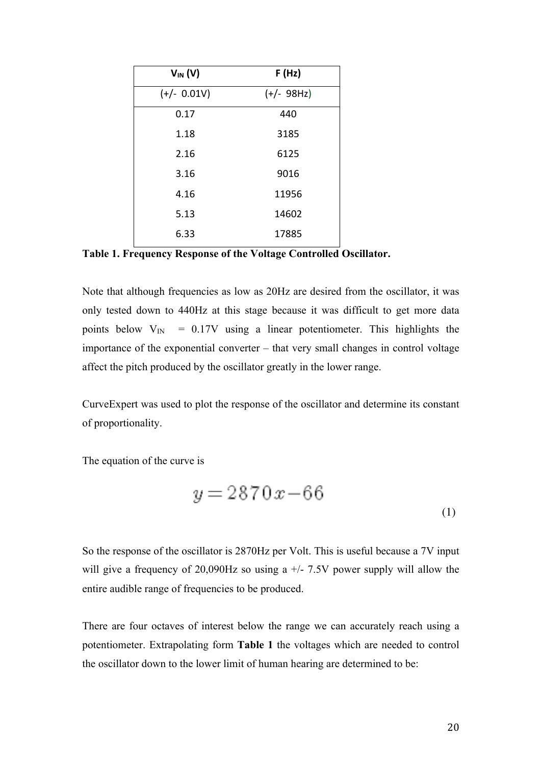| $V_{IN}$ (V) | F (Hz) |
|---|---|
| (+/- 0.01V) | (+/- 98Hz) |
| 0.17 | 440 |
| 1.18 | 3185 |
| 2.16 | 6125 |
| 3.16 | 9016 |
| 4.16 | 11956 |
| 5.13 | 14602 |
| 6.33 | 17885 |

**Table 1. Frequency Response of the Voltage Controlled Oscillator.**

Note that although frequencies as low as 20Hz are desired from the oscillator, it was only tested down to 440Hz at this stage because it was difficult to get more data points below $V_{IN}$ = 0.17V using a linear potentiometer. This highlights the importance of the exponential converter – that very small changes in control voltage affect the pitch produced by the oscillator greatly in the lower range.

CurveExpert was used to plot the response of the oscillator and determine its constant of proportionality.

The equation of the curve is

$$y = 2870x - 66 \tag{1}$$

So the response of the oscillator is 2870Hz per Volt. This is useful because a 7V input will give a frequency of 20,090Hz so using a +/- 7.5V power supply will allow the entire audible range of frequencies to be produced.

There are four octaves of interest below the range we can accurately reach using a potentiometer. Extrapolating form **Table 1** the voltages which are needed to control the oscillator down to the lower limit of human hearing are determined to be: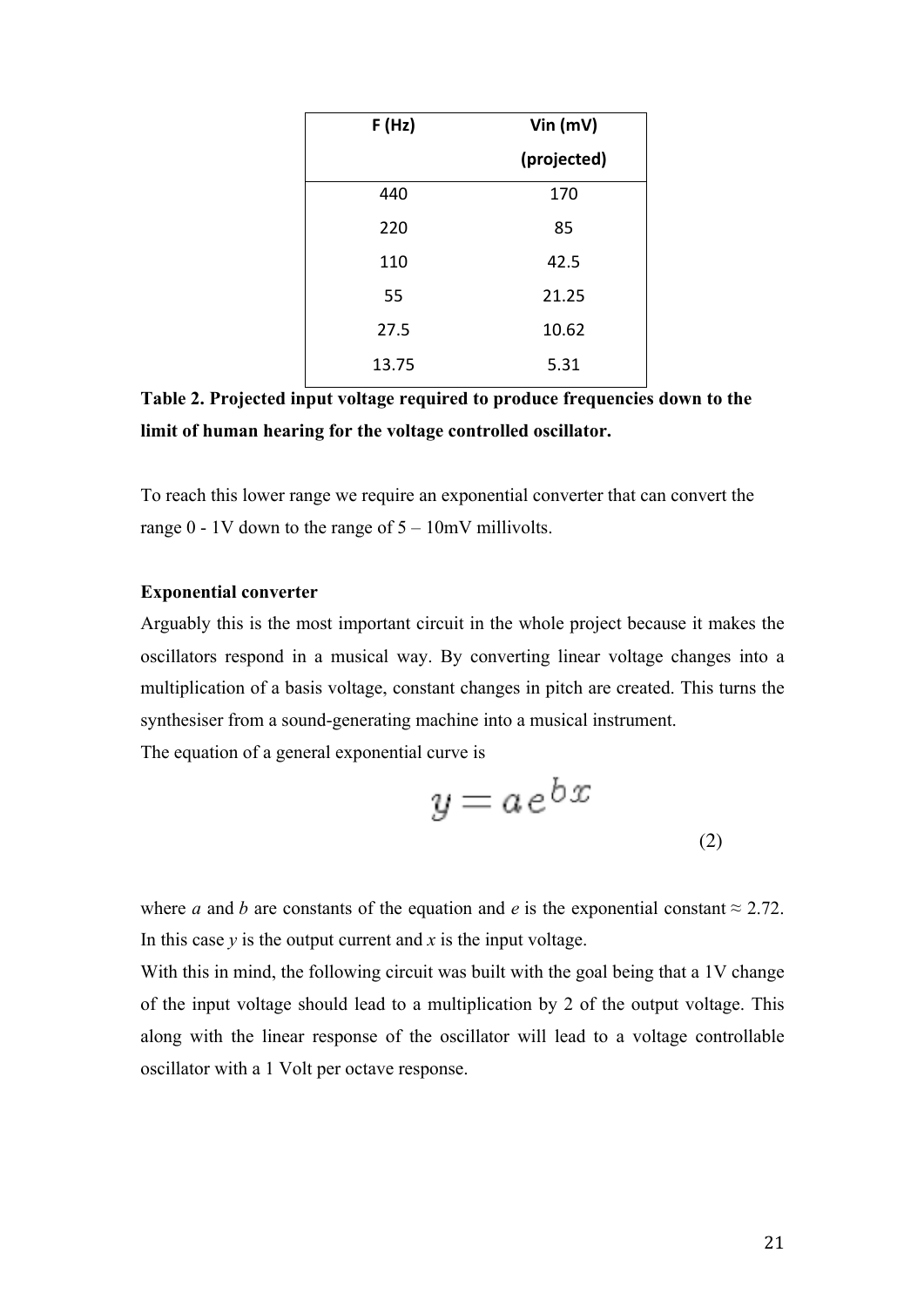| F (Hz) | Vin (mV) (projected) |
| --- | --- |
| 440 | 170 |
| 220 | 85 |
| 110 | 42.5 |
| 55 | 21.25 |
| 27.5 | 10.62 |
| 13.75 | 5.31 |

**Table 2. Projected input voltage required to produce frequencies down to the limit of human hearing for the voltage controlled oscillator.**

To reach this lower range we require an exponential converter that can convert the range 0 - 1V down to the range of 5 – 10mV millivolts.

**Exponential converter**

Arguably this is the most important circuit in the whole project because it makes the oscillators respond in a musical way. By converting linear voltage changes into a multiplication of a basis voltage, constant changes in pitch are created. This turns the synthesiser from a sound-generating machine into a musical instrument.

The equation of a general exponential curve is

$$y = ae^{bx} \tag{2}$$

where *a* and *b* are constants of the equation and *e* is the exponential constant ≈ 2.72. In this case *y* is the output current and *x* is the input voltage.

With this in mind, the following circuit was built with the goal being that a 1V change of the input voltage should lead to a multiplication by 2 of the output voltage. This along with the linear response of the oscillator will lead to a voltage controllable oscillator with a 1 Volt per octave response.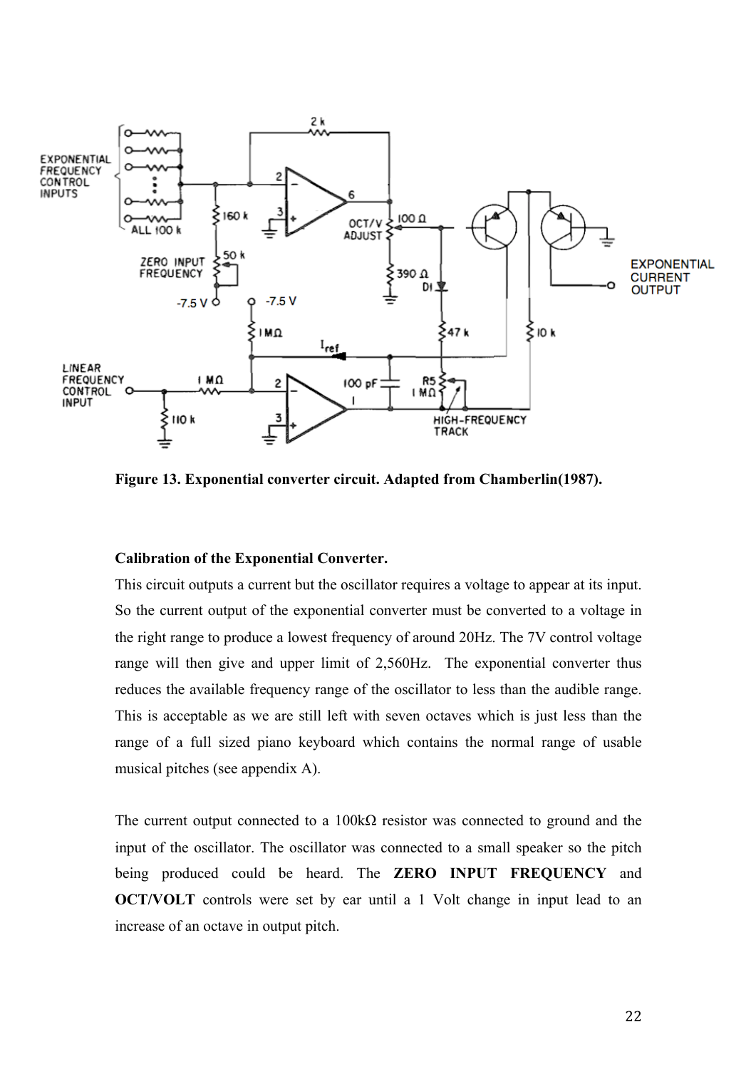**Figure 13. Exponential converter circuit. Adapted from Chamberlin(1987).**

**Calibration of the Exponential Converter.**

This circuit outputs a current but the oscillator requires a voltage to appear at its input. So the current output of the exponential converter must be converted to a voltage in the right range to produce a lowest frequency of around 20Hz. The 7V control voltage range will then give and upper limit of 2,560Hz. The exponential converter thus reduces the available frequency range of the oscillator to less than the audible range. This is acceptable as we are still left with seven octaves which is just less than the range of a full sized piano keyboard which contains the normal range of usable musical pitches (see appendix A).

The current output connected to a 100kΩ resistor was connected to ground and the input of the oscillator. The oscillator was connected to a small speaker so the pitch being produced could be heard. The **ZERO INPUT FREQUENCY** and **OCT/VOLT** controls were set by ear until a 1 Volt change in input lead to an increase of an octave in output pitch.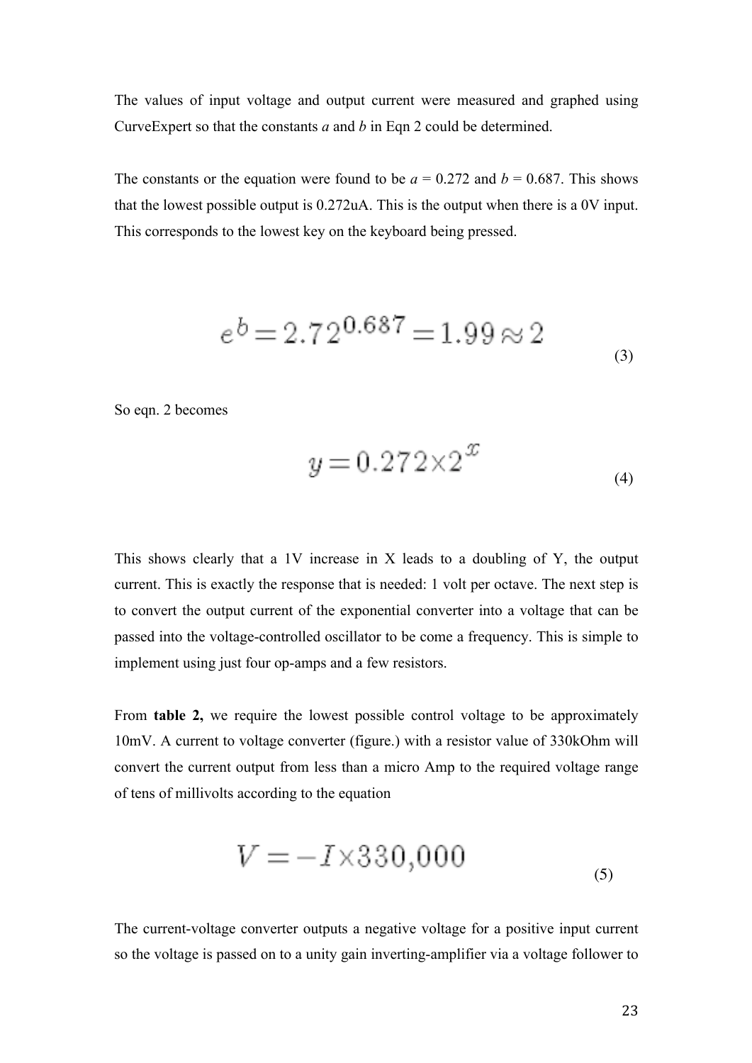The values of input voltage and output current were measured and graphed using CurveExpert so that the constants *a* and *b* in Eqn 2 could be determined.

The constants or the equation were found to be $a = 0.272$ and $b = 0.687$. This shows that the lowest possible output is 0.272uA. This is the output when there is a 0V input. This corresponds to the lowest key on the keyboard being pressed.

$$e^b = 2.72^{0.687} = 1.99 \approx 2 \tag{3}$$

So eqn. 2 becomes

$$y = 0.272 \times 2^x \tag{4}$$

This shows clearly that a 1V increase in X leads to a doubling of Y, the output current. This is exactly the response that is needed: 1 volt per octave. The next step is to convert the output current of the exponential converter into a voltage that can be passed into the voltage-controlled oscillator to be come a frequency. This is simple to implement using just four op-amps and a few resistors.

From **table 2,** we require the lowest possible control voltage to be approximately 10mV. A current to voltage converter (figure.) with a resistor value of 330kOhm will convert the current output from less than a micro Amp to the required voltage range of tens of millivolts according to the equation

$$V = -I \times 330{,}000 \tag{5}$$

The current-voltage converter outputs a negative voltage for a positive input current so the voltage is passed on to a unity gain inverting-amplifier via a voltage follower to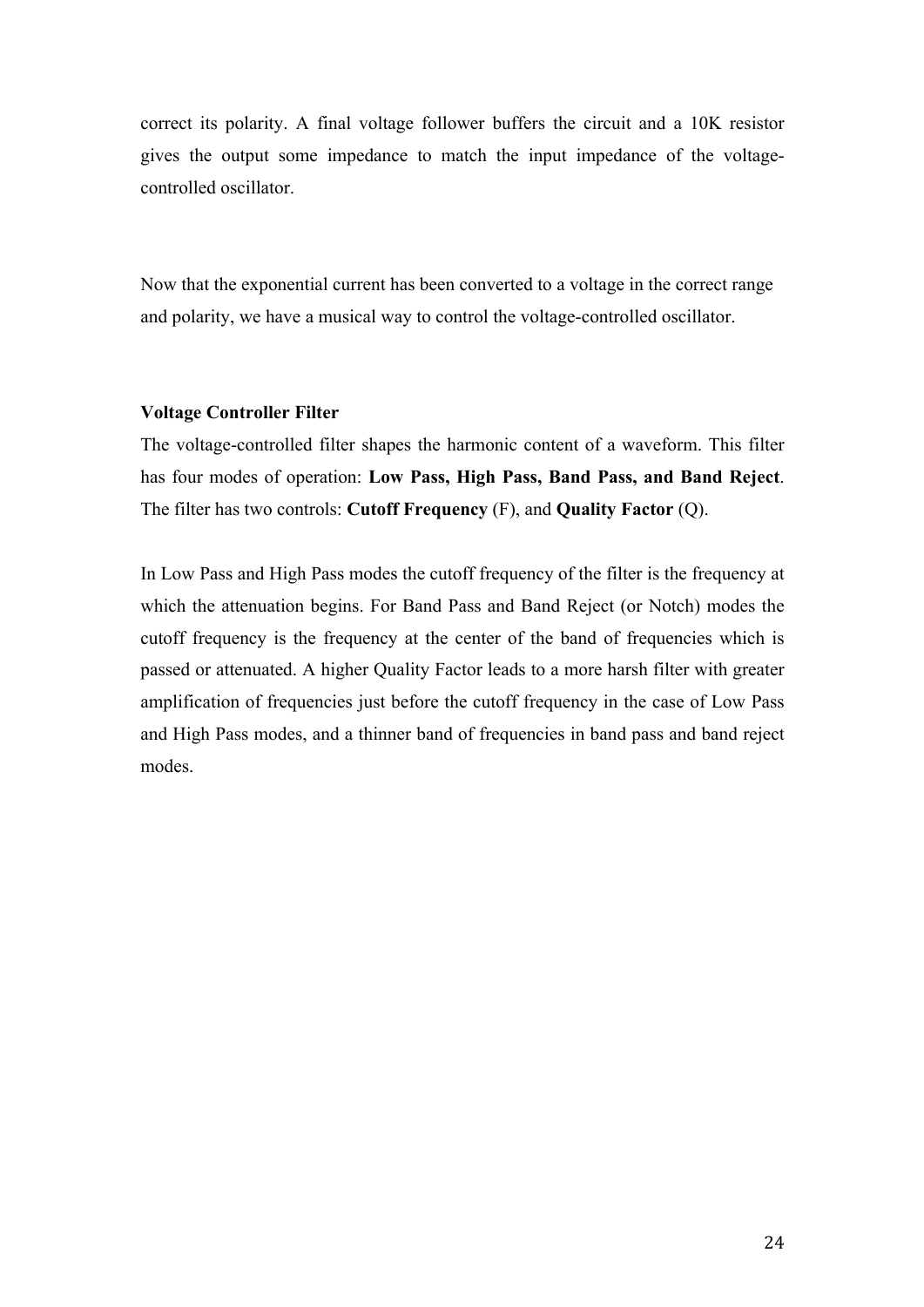correct its polarity. A final voltage follower buffers the circuit and a 10K resistor gives the output some impedance to match the input impedance of the voltage-controlled oscillator.

Now that the exponential current has been converted to a voltage in the correct range and polarity, we have a musical way to control the voltage-controlled oscillator.

### Voltage Controller Filter

The voltage-controlled filter shapes the harmonic content of a waveform. This filter has four modes of operation: **Low Pass, High Pass, Band Pass, and Band Reject**. The filter has two controls: **Cutoff Frequency** (F), and **Quality Factor** (Q).

In Low Pass and High Pass modes the cutoff frequency of the filter is the frequency at which the attenuation begins. For Band Pass and Band Reject (or Notch) modes the cutoff frequency is the frequency at the center of the band of frequencies which is passed or attenuated. A higher Quality Factor leads to a more harsh filter with greater amplification of frequencies just before the cutoff frequency in the case of Low Pass and High Pass modes, and a thinner band of frequencies in band pass and band reject modes.